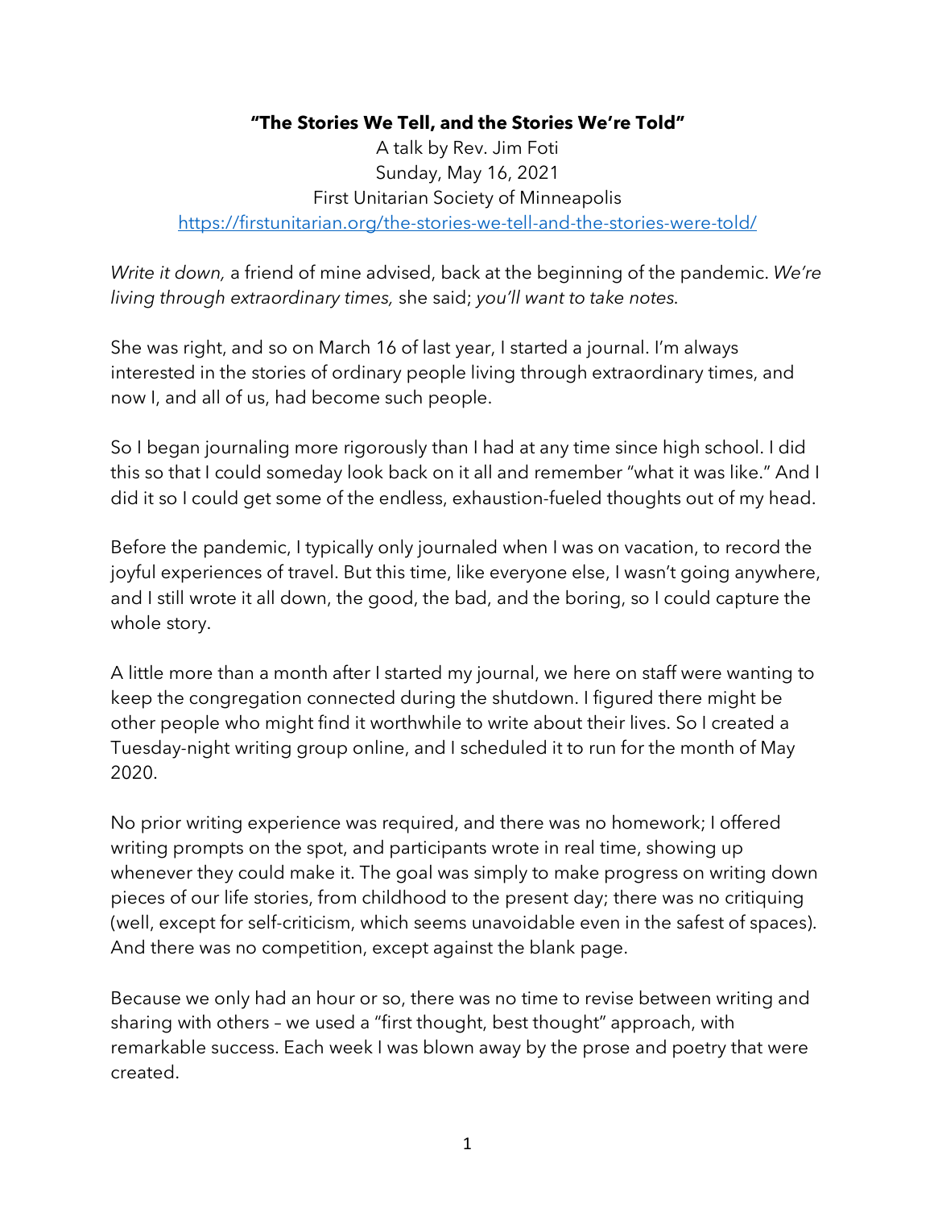**"The Stories We Tell, and the Stories We're Told"**

A talk by Rev. Jim Foti
Sunday, May 16, 2021
First Unitarian Society of Minneapolis
https://firstunitarian.org/the-stories-we-tell-and-the-stories-were-told/

*Write it down,* a friend of mine advised, back at the beginning of the pandemic. *We're living through extraordinary times,* she said; *you'll want to take notes.*

She was right, and so on March 16 of last year, I started a journal. I'm always interested in the stories of ordinary people living through extraordinary times, and now I, and all of us, had become such people.

So I began journaling more rigorously than I had at any time since high school. I did this so that I could someday look back on it all and remember "what it was like." And I did it so I could get some of the endless, exhaustion-fueled thoughts out of my head.

Before the pandemic, I typically only journaled when I was on vacation, to record the joyful experiences of travel. But this time, like everyone else, I wasn't going anywhere, and I still wrote it all down, the good, the bad, and the boring, so I could capture the whole story.

A little more than a month after I started my journal, we here on staff were wanting to keep the congregation connected during the shutdown. I figured there might be other people who might find it worthwhile to write about their lives. So I created a Tuesday-night writing group online, and I scheduled it to run for the month of May 2020.

No prior writing experience was required, and there was no homework; I offered writing prompts on the spot, and participants wrote in real time, showing up whenever they could make it. The goal was simply to make progress on writing down pieces of our life stories, from childhood to the present day; there was no critiquing (well, except for self-criticism, which seems unavoidable even in the safest of spaces). And there was no competition, except against the blank page.

Because we only had an hour or so, there was no time to revise between writing and sharing with others – we used a "first thought, best thought" approach, with remarkable success. Each week I was blown away by the prose and poetry that were created.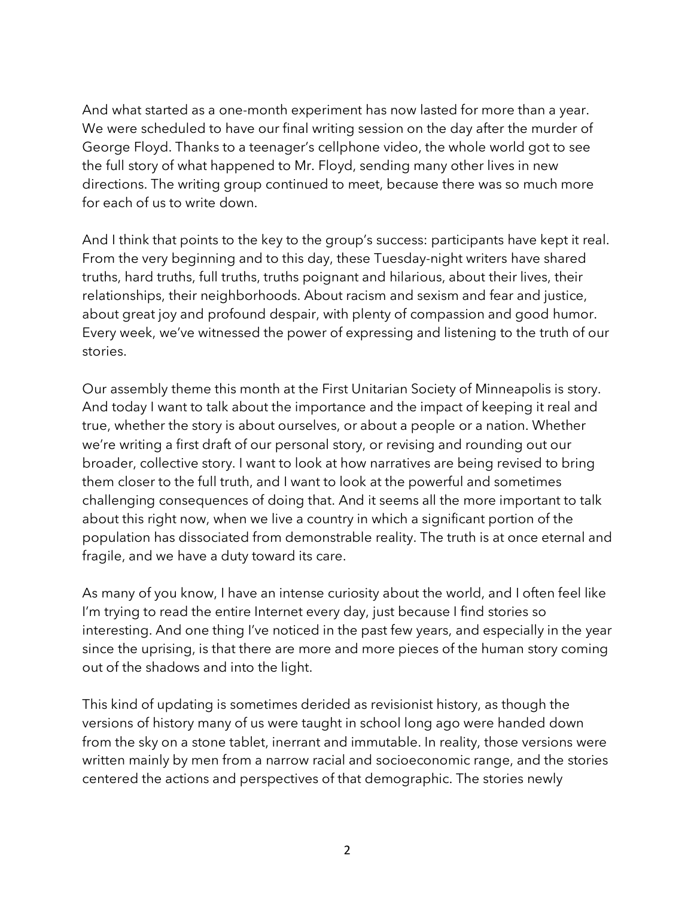And what started as a one-month experiment has now lasted for more than a year. We were scheduled to have our final writing session on the day after the murder of George Floyd. Thanks to a teenager's cellphone video, the whole world got to see the full story of what happened to Mr. Floyd, sending many other lives in new directions. The writing group continued to meet, because there was so much more for each of us to write down.

And I think that points to the key to the group's success: participants have kept it real. From the very beginning and to this day, these Tuesday-night writers have shared truths, hard truths, full truths, truths poignant and hilarious, about their lives, their relationships, their neighborhoods. About racism and sexism and fear and justice, about great joy and profound despair, with plenty of compassion and good humor. Every week, we've witnessed the power of expressing and listening to the truth of our stories.

Our assembly theme this month at the First Unitarian Society of Minneapolis is story. And today I want to talk about the importance and the impact of keeping it real and true, whether the story is about ourselves, or about a people or a nation. Whether we're writing a first draft of our personal story, or revising and rounding out our broader, collective story. I want to look at how narratives are being revised to bring them closer to the full truth, and I want to look at the powerful and sometimes challenging consequences of doing that. And it seems all the more important to talk about this right now, when we live a country in which a significant portion of the population has dissociated from demonstrable reality. The truth is at once eternal and fragile, and we have a duty toward its care.

As many of you know, I have an intense curiosity about the world, and I often feel like I'm trying to read the entire Internet every day, just because I find stories so interesting. And one thing I've noticed in the past few years, and especially in the year since the uprising, is that there are more and more pieces of the human story coming out of the shadows and into the light.

This kind of updating is sometimes derided as revisionist history, as though the versions of history many of us were taught in school long ago were handed down from the sky on a stone tablet, inerrant and immutable. In reality, those versions were written mainly by men from a narrow racial and socioeconomic range, and the stories centered the actions and perspectives of that demographic. The stories newly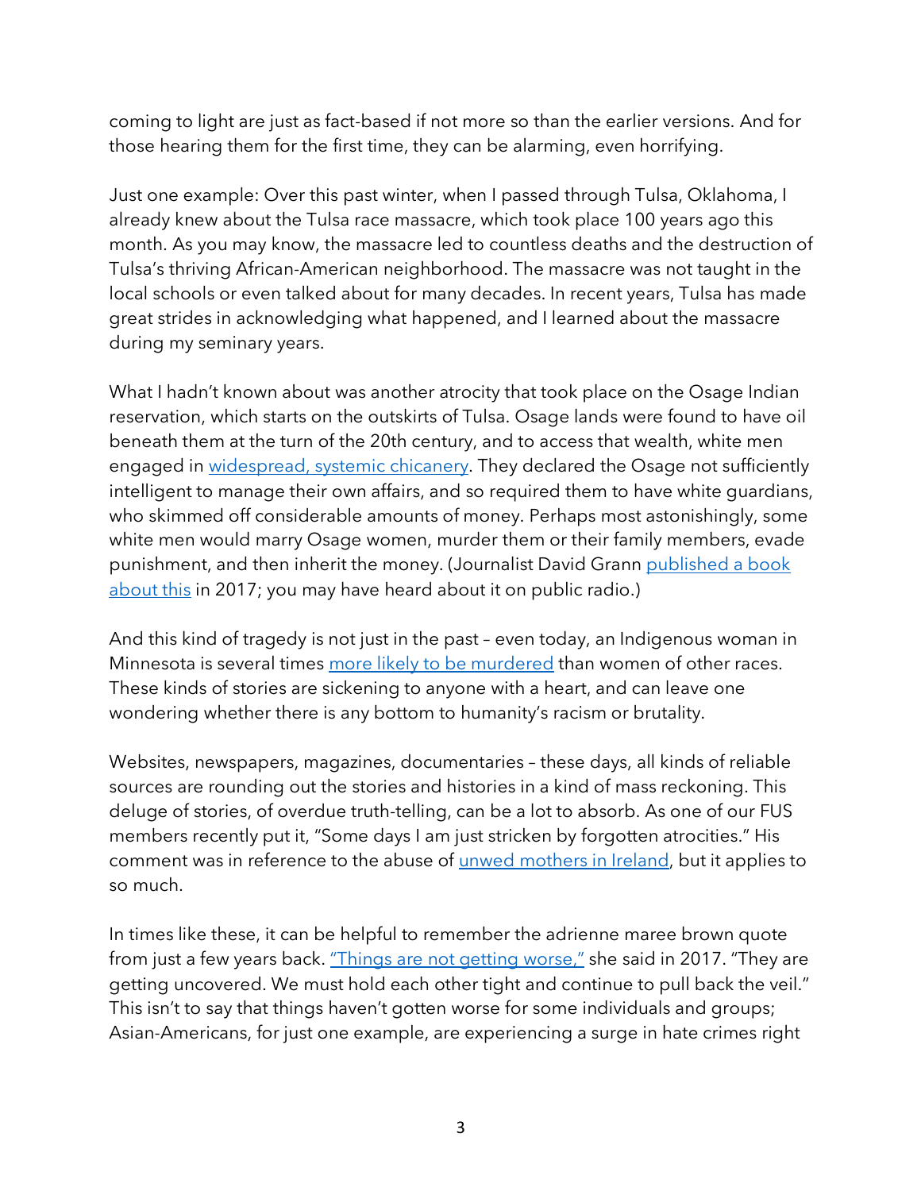coming to light are just as fact-based if not more so than the earlier versions. And for those hearing them for the first time, they can be alarming, even horrifying.

Just one example: Over this past winter, when I passed through Tulsa, Oklahoma, I already knew about the Tulsa race massacre, which took place 100 years ago this month. As you may know, the massacre led to countless deaths and the destruction of Tulsa's thriving African-American neighborhood. The massacre was not taught in the local schools or even talked about for many decades. In recent years, Tulsa has made great strides in acknowledging what happened, and I learned about the massacre during my seminary years.

What I hadn't known about was another atrocity that took place on the Osage Indian reservation, which starts on the outskirts of Tulsa. Osage lands were found to have oil beneath them at the turn of the 20th century, and to access that wealth, white men engaged in widespread, systemic chicanery. They declared the Osage not sufficiently intelligent to manage their own affairs, and so required them to have white guardians, who skimmed off considerable amounts of money. Perhaps most astonishingly, some white men would marry Osage women, murder them or their family members, evade punishment, and then inherit the money. (Journalist David Grann published a book about this in 2017; you may have heard about it on public radio.)

And this kind of tragedy is not just in the past – even today, an Indigenous woman in Minnesota is several times more likely to be murdered than women of other races. These kinds of stories are sickening to anyone with a heart, and can leave one wondering whether there is any bottom to humanity's racism or brutality.

Websites, newspapers, magazines, documentaries – these days, all kinds of reliable sources are rounding out the stories and histories in a kind of mass reckoning. This deluge of stories, of overdue truth-telling, can be a lot to absorb. As one of our FUS members recently put it, "Some days I am just stricken by forgotten atrocities." His comment was in reference to the abuse of unwed mothers in Ireland, but it applies to so much.

In times like these, it can be helpful to remember the adrienne maree brown quote from just a few years back. "Things are not getting worse," she said in 2017. "They are getting uncovered. We must hold each other tight and continue to pull back the veil." This isn't to say that things haven't gotten worse for some individuals and groups; Asian-Americans, for just one example, are experiencing a surge in hate crimes right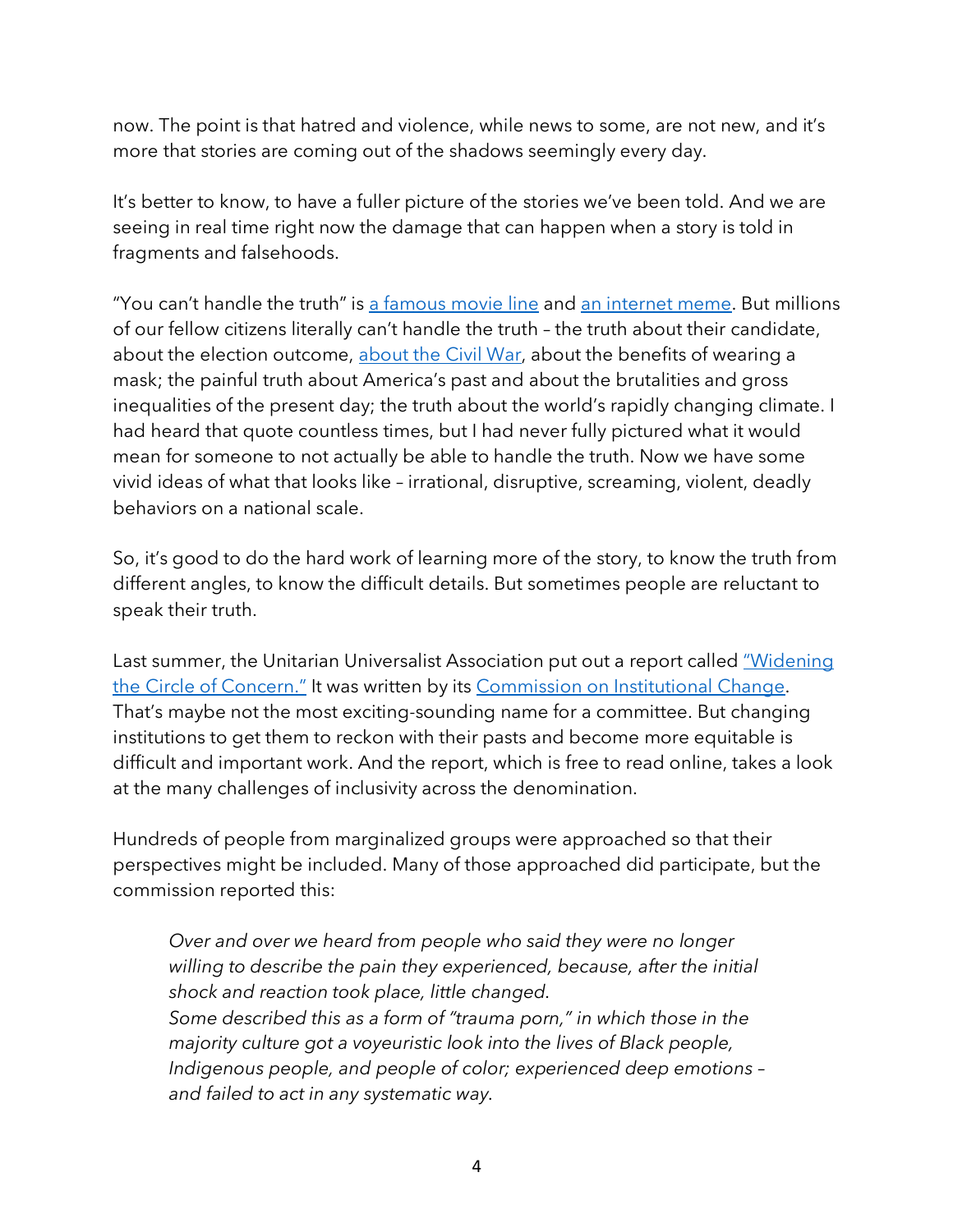now. The point is that hatred and violence, while news to some, are not new, and it's more that stories are coming out of the shadows seemingly every day.

It's better to know, to have a fuller picture of the stories we've been told. And we are seeing in real time right now the damage that can happen when a story is told in fragments and falsehoods.

"You can't handle the truth" is a famous movie line and an internet meme. But millions of our fellow citizens literally can't handle the truth – the truth about their candidate, about the election outcome, about the Civil War, about the benefits of wearing a mask; the painful truth about America's past and about the brutalities and gross inequalities of the present day; the truth about the world's rapidly changing climate. I had heard that quote countless times, but I had never fully pictured what it would mean for someone to not actually be able to handle the truth. Now we have some vivid ideas of what that looks like – irrational, disruptive, screaming, violent, deadly behaviors on a national scale.

So, it's good to do the hard work of learning more of the story, to know the truth from different angles, to know the difficult details. But sometimes people are reluctant to speak their truth.

Last summer, the Unitarian Universalist Association put out a report called "Widening the Circle of Concern." It was written by its Commission on Institutional Change. That's maybe not the most exciting-sounding name for a committee. But changing institutions to get them to reckon with their pasts and become more equitable is difficult and important work. And the report, which is free to read online, takes a look at the many challenges of inclusivity across the denomination.

Hundreds of people from marginalized groups were approached so that their perspectives might be included. Many of those approached did participate, but the commission reported this:

> *Over and over we heard from people who said they were no longer willing to describe the pain they experienced, because, after the initial shock and reaction took place, little changed.*
> *Some described this as a form of "trauma porn," in which those in the majority culture got a voyeuristic look into the lives of Black people, Indigenous people, and people of color; experienced deep emotions – and failed to act in any systematic way.*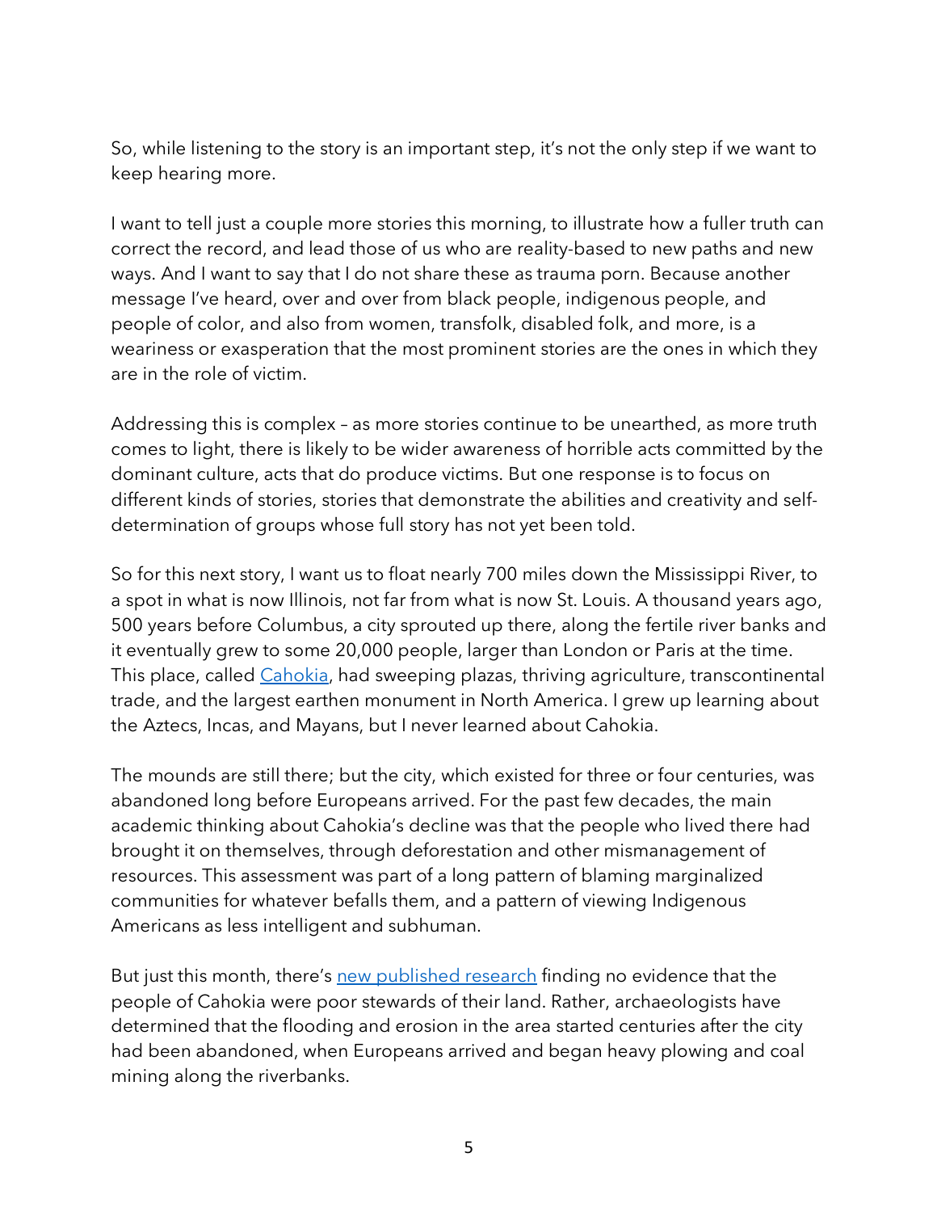So, while listening to the story is an important step, it's not the only step if we want to keep hearing more.

I want to tell just a couple more stories this morning, to illustrate how a fuller truth can correct the record, and lead those of us who are reality-based to new paths and new ways. And I want to say that I do not share these as trauma porn. Because another message I've heard, over and over from black people, indigenous people, and people of color, and also from women, transfolk, disabled folk, and more, is a weariness or exasperation that the most prominent stories are the ones in which they are in the role of victim.

Addressing this is complex – as more stories continue to be unearthed, as more truth comes to light, there is likely to be wider awareness of horrible acts committed by the dominant culture, acts that do produce victims. But one response is to focus on different kinds of stories, stories that demonstrate the abilities and creativity and self-determination of groups whose full story has not yet been told.

So for this next story, I want us to float nearly 700 miles down the Mississippi River, to a spot in what is now Illinois, not far from what is now St. Louis. A thousand years ago, 500 years before Columbus, a city sprouted up there, along the fertile river banks and it eventually grew to some 20,000 people, larger than London or Paris at the time. This place, called Cahokia, had sweeping plazas, thriving agriculture, transcontinental trade, and the largest earthen monument in North America. I grew up learning about the Aztecs, Incas, and Mayans, but I never learned about Cahokia.

The mounds are still there; but the city, which existed for three or four centuries, was abandoned long before Europeans arrived. For the past few decades, the main academic thinking about Cahokia's decline was that the people who lived there had brought it on themselves, through deforestation and other mismanagement of resources. This assessment was part of a long pattern of blaming marginalized communities for whatever befalls them, and a pattern of viewing Indigenous Americans as less intelligent and subhuman.

But just this month, there's new published research finding no evidence that the people of Cahokia were poor stewards of their land. Rather, archaeologists have determined that the flooding and erosion in the area started centuries after the city had been abandoned, when Europeans arrived and began heavy plowing and coal mining along the riverbanks.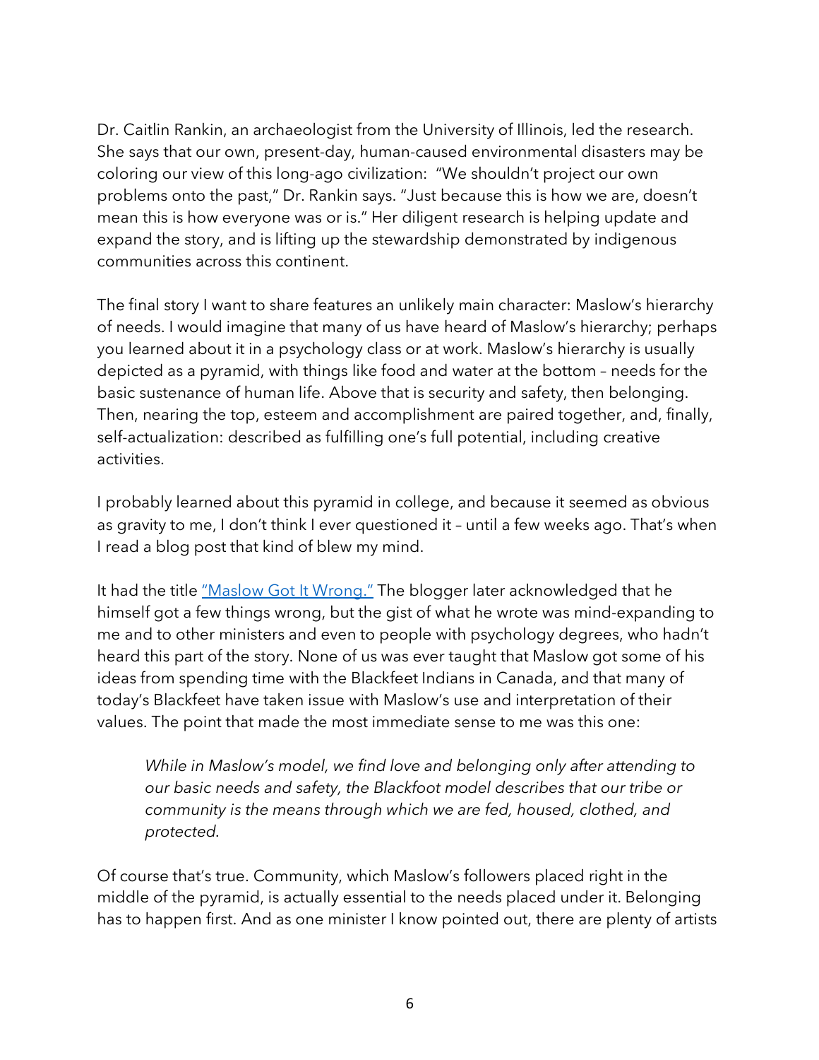Dr. Caitlin Rankin, an archaeologist from the University of Illinois, led the research. She says that our own, present-day, human-caused environmental disasters may be coloring our view of this long-ago civilization: "We shouldn't project our own problems onto the past," Dr. Rankin says. "Just because this is how we are, doesn't mean this is how everyone was or is." Her diligent research is helping update and expand the story, and is lifting up the stewardship demonstrated by indigenous communities across this continent.

The final story I want to share features an unlikely main character: Maslow's hierarchy of needs. I would imagine that many of us have heard of Maslow's hierarchy; perhaps you learned about it in a psychology class or at work. Maslow's hierarchy is usually depicted as a pyramid, with things like food and water at the bottom – needs for the basic sustenance of human life. Above that is security and safety, then belonging. Then, nearing the top, esteem and accomplishment are paired together, and, finally, self-actualization: described as fulfilling one's full potential, including creative activities.

I probably learned about this pyramid in college, and because it seemed as obvious as gravity to me, I don't think I ever questioned it – until a few weeks ago. That's when I read a blog post that kind of blew my mind.

It had the title "Maslow Got It Wrong." The blogger later acknowledged that he himself got a few things wrong, but the gist of what he wrote was mind-expanding to me and to other ministers and even to people with psychology degrees, who hadn't heard this part of the story. None of us was ever taught that Maslow got some of his ideas from spending time with the Blackfeet Indians in Canada, and that many of today's Blackfeet have taken issue with Maslow's use and interpretation of their values. The point that made the most immediate sense to me was this one:

> *While in Maslow's model, we find love and belonging only after attending to our basic needs and safety, the Blackfoot model describes that our tribe or community is the means through which we are fed, housed, clothed, and protected.*

Of course that's true. Community, which Maslow's followers placed right in the middle of the pyramid, is actually essential to the needs placed under it. Belonging has to happen first. And as one minister I know pointed out, there are plenty of artists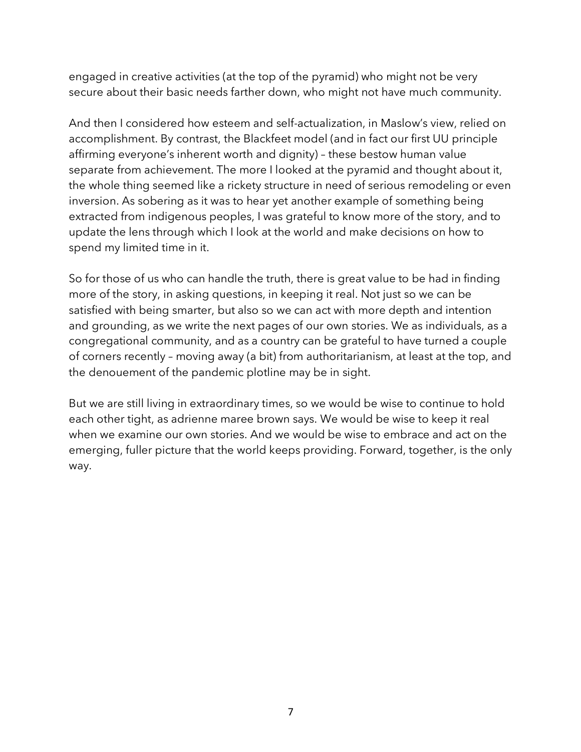engaged in creative activities (at the top of the pyramid) who might not be very secure about their basic needs farther down, who might not have much community.

And then I considered how esteem and self-actualization, in Maslow's view, relied on accomplishment. By contrast, the Blackfeet model (and in fact our first UU principle affirming everyone's inherent worth and dignity) – these bestow human value separate from achievement. The more I looked at the pyramid and thought about it, the whole thing seemed like a rickety structure in need of serious remodeling or even inversion. As sobering as it was to hear yet another example of something being extracted from indigenous peoples, I was grateful to know more of the story, and to update the lens through which I look at the world and make decisions on how to spend my limited time in it.

So for those of us who can handle the truth, there is great value to be had in finding more of the story, in asking questions, in keeping it real. Not just so we can be satisfied with being smarter, but also so we can act with more depth and intention and grounding, as we write the next pages of our own stories. We as individuals, as a congregational community, and as a country can be grateful to have turned a couple of corners recently – moving away (a bit) from authoritarianism, at least at the top, and the denouement of the pandemic plotline may be in sight.

But we are still living in extraordinary times, so we would be wise to continue to hold each other tight, as adrienne maree brown says. We would be wise to keep it real when we examine our own stories. And we would be wise to embrace and act on the emerging, fuller picture that the world keeps providing. Forward, together, is the only way.